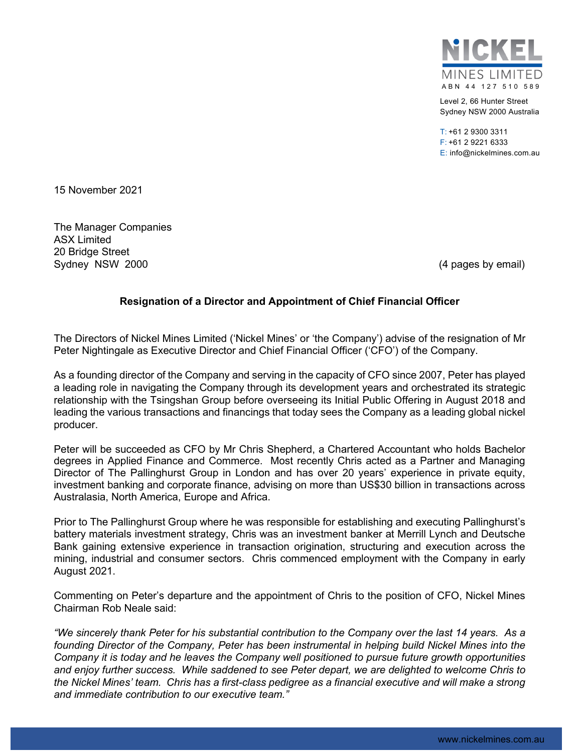NICKEL MINES LIMITED
ABN 44 127 510 589

Level 2, 66 Hunter Street
Sydney NSW 2000 Australia

T: +61 2 9300 3311
F: +61 2 9221 6333
E: info@nickelmines.com.au

15 November 2021

The Manager Companies
ASX Limited
20 Bridge Street
Sydney NSW 2000

(4 pages by email)

**Resignation of a Director and Appointment of Chief Financial Officer**

The Directors of Nickel Mines Limited ('Nickel Mines' or 'the Company') advise of the resignation of Mr Peter Nightingale as Executive Director and Chief Financial Officer ('CFO') of the Company.

As a founding director of the Company and serving in the capacity of CFO since 2007, Peter has played a leading role in navigating the Company through its development years and orchestrated its strategic relationship with the Tsingshan Group before overseeing its Initial Public Offering in August 2018 and leading the various transactions and financings that today sees the Company as a leading global nickel producer.

Peter will be succeeded as CFO by Mr Chris Shepherd, a Chartered Accountant who holds Bachelor degrees in Applied Finance and Commerce. Most recently Chris acted as a Partner and Managing Director of The Pallinghurst Group in London and has over 20 years' experience in private equity, investment banking and corporate finance, advising on more than US$30 billion in transactions across Australasia, North America, Europe and Africa.

Prior to The Pallinghurst Group where he was responsible for establishing and executing Pallinghurst's battery materials investment strategy, Chris was an investment banker at Merrill Lynch and Deutsche Bank gaining extensive experience in transaction origination, structuring and execution across the mining, industrial and consumer sectors. Chris commenced employment with the Company in early August 2021.

Commenting on Peter's departure and the appointment of Chris to the position of CFO, Nickel Mines Chairman Rob Neale said:

*"We sincerely thank Peter for his substantial contribution to the Company over the last 14 years. As a founding Director of the Company, Peter has been instrumental in helping build Nickel Mines into the Company it is today and he leaves the Company well positioned to pursue future growth opportunities and enjoy further success. While saddened to see Peter depart, we are delighted to welcome Chris to the Nickel Mines' team. Chris has a first-class pedigree as a financial executive and will make a strong and immediate contribution to our executive team."*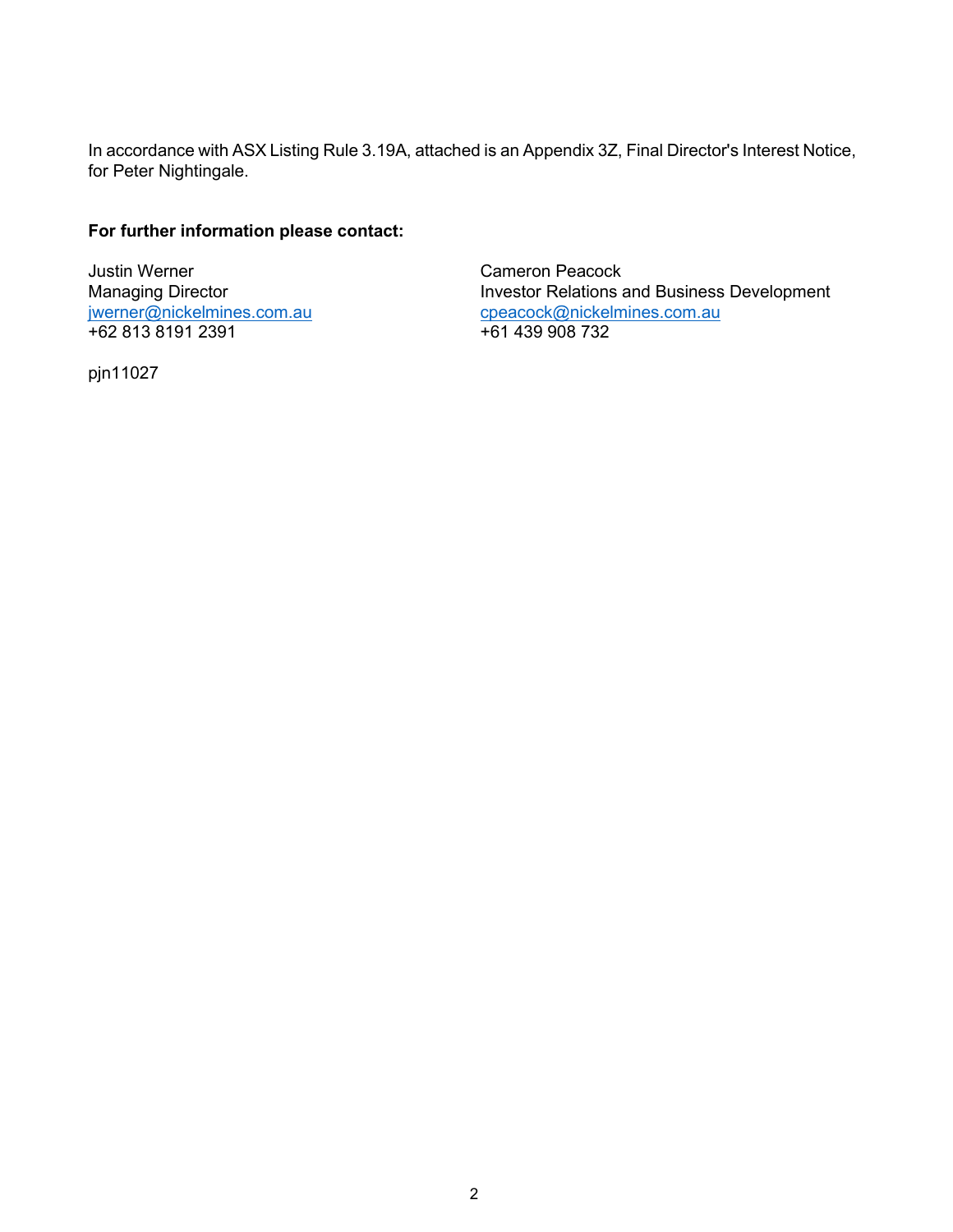In accordance with ASX Listing Rule 3.19A, attached is an Appendix 3Z, Final Director's Interest Notice, for Peter Nightingale.

**For further information please contact:**

Justin Werner
Managing Director
jwerner@nickelmines.com.au
+62 813 8191 2391

Cameron Peacock
Investor Relations and Business Development
cpeacock@nickelmines.com.au
+61 439 908 732

pjn11027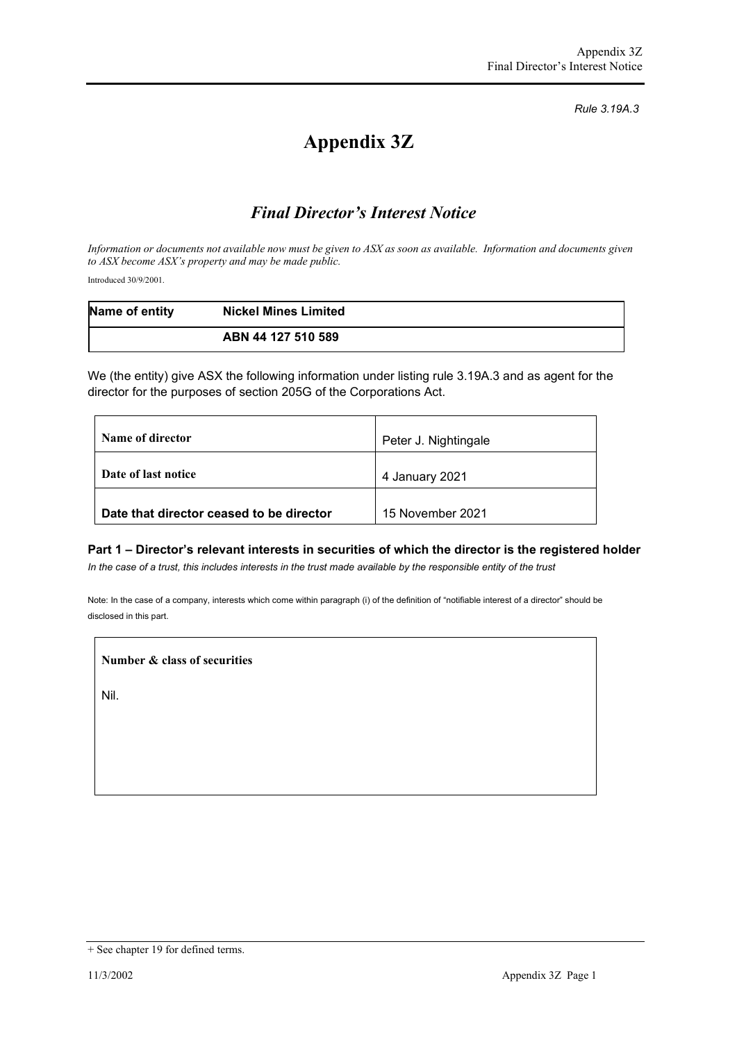*Rule 3.19A.3*

# Appendix 3Z

## *Final Director's Interest Notice*

*Information or documents not available now must be given to ASX as soon as available. Information and documents given to ASX become ASX's property and may be made public.*

Introduced 30/9/2001.

| **Name of entity** | **Nickel Mines Limited** |
|---|---|
| | **ABN 44 127 510 589** |

We (the entity) give ASX the following information under listing rule 3.19A.3 and as agent for the director for the purposes of section 205G of the Corporations Act.

| | |
|---|---|
| **Name of director** | Peter J. Nightingale |
| **Date of last notice** | 4 January 2021 |
| **Date that director ceased to be director** | 15 November 2021 |

### Part 1 – Director's relevant interests in securities of which the director is the registered holder

*In the case of a trust, this includes interests in the trust made available by the responsible entity of the trust*

Note: In the case of a company, interests which come within paragraph (i) of the definition of "notifiable interest of a director" should be disclosed in this part.

| **Number & class of securities** |
|---|
| Nil. |

+ See chapter 19 for defined terms.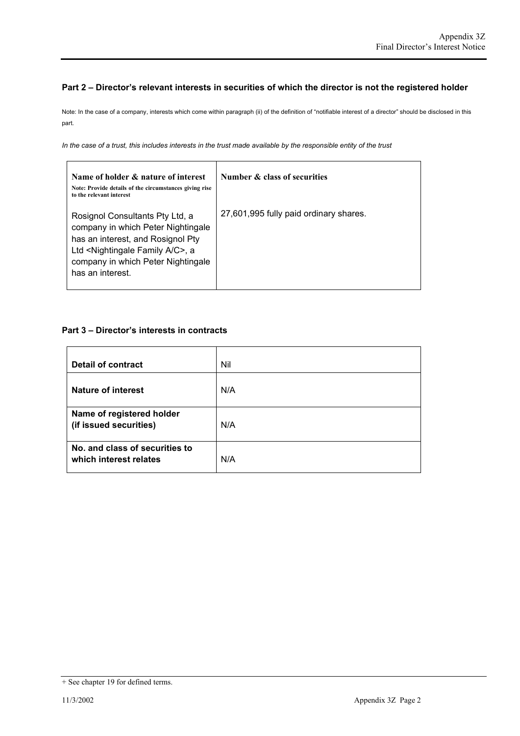## Part 2 – Director's relevant interests in securities of which the director is not the registered holder

Note: In the case of a company, interests which come within paragraph (ii) of the definition of "notifiable interest of a director" should be disclosed in this part.

*In the case of a trust, this includes interests in the trust made available by the responsible entity of the trust*

| Name of holder & nature of interest<br>Note: Provide details of the circumstances giving rise to the relevant interest | Number & class of securities |
|---|---|
| Rosignol Consultants Pty Ltd, a company in which Peter Nightingale has an interest, and Rosignol Pty Ltd <Nightingale Family A/C>, a company in which Peter Nightingale has an interest. | 27,601,995 fully paid ordinary shares. |

## Part 3 – Director's interests in contracts

| | |
|---|---|
| **Detail of contract** | Nil |
| **Nature of interest** | N/A |
| **Name of registered holder (if issued securities)** | N/A |
| **No. and class of securities to which interest relates** | N/A |

+ See chapter 19 for defined terms.